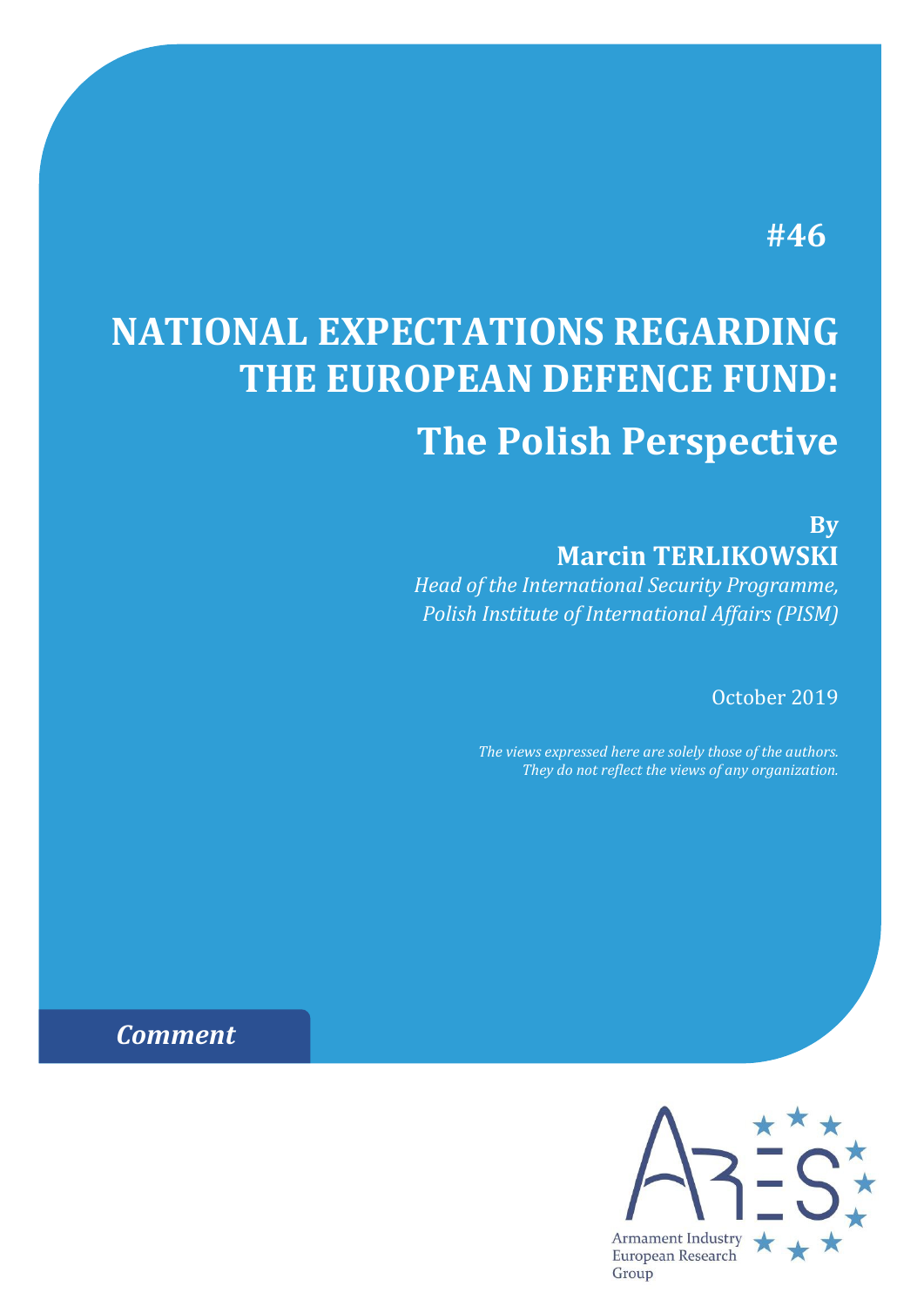#46

# NATIONAL EXPECTATIONS REGARDING THE EUROPEAN DEFENCE FUND:

## The Polish Perspective

**By**
**Marcin TERLIKOWSKI**
*Head of the International Security Programme, Polish Institute of International Affairs (PISM)*

October 2019

*The views expressed here are solely those of the authors. They do not reflect the views of any organization.*

***Comment***

Armament Industry European Research Group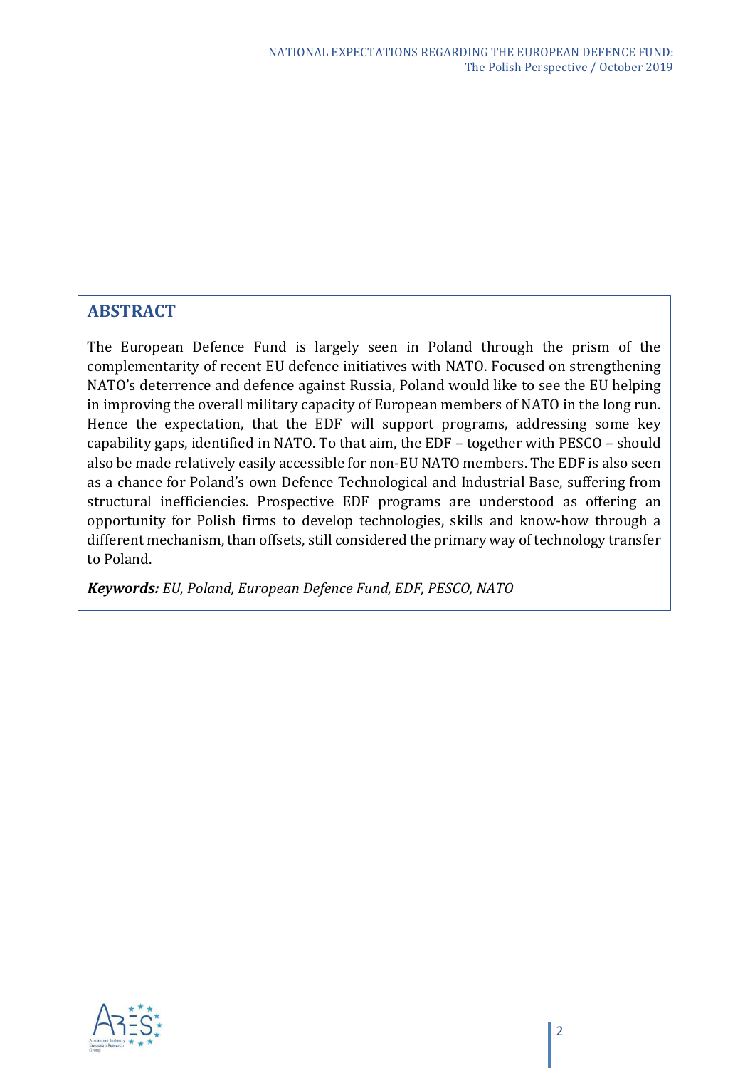## ABSTRACT

The European Defence Fund is largely seen in Poland through the prism of the complementarity of recent EU defence initiatives with NATO. Focused on strengthening NATO's deterrence and defence against Russia, Poland would like to see the EU helping in improving the overall military capacity of European members of NATO in the long run. Hence the expectation, that the EDF will support programs, addressing some key capability gaps, identified in NATO. To that aim, the EDF – together with PESCO – should also be made relatively easily accessible for non-EU NATO members. The EDF is also seen as a chance for Poland's own Defence Technological and Industrial Base, suffering from structural inefficiencies. Prospective EDF programs are understood as offering an opportunity for Polish firms to develop technologies, skills and know-how through a different mechanism, than offsets, still considered the primary way of technology transfer to Poland.

***Keywords:*** *EU, Poland, European Defence Fund, EDF, PESCO, NATO*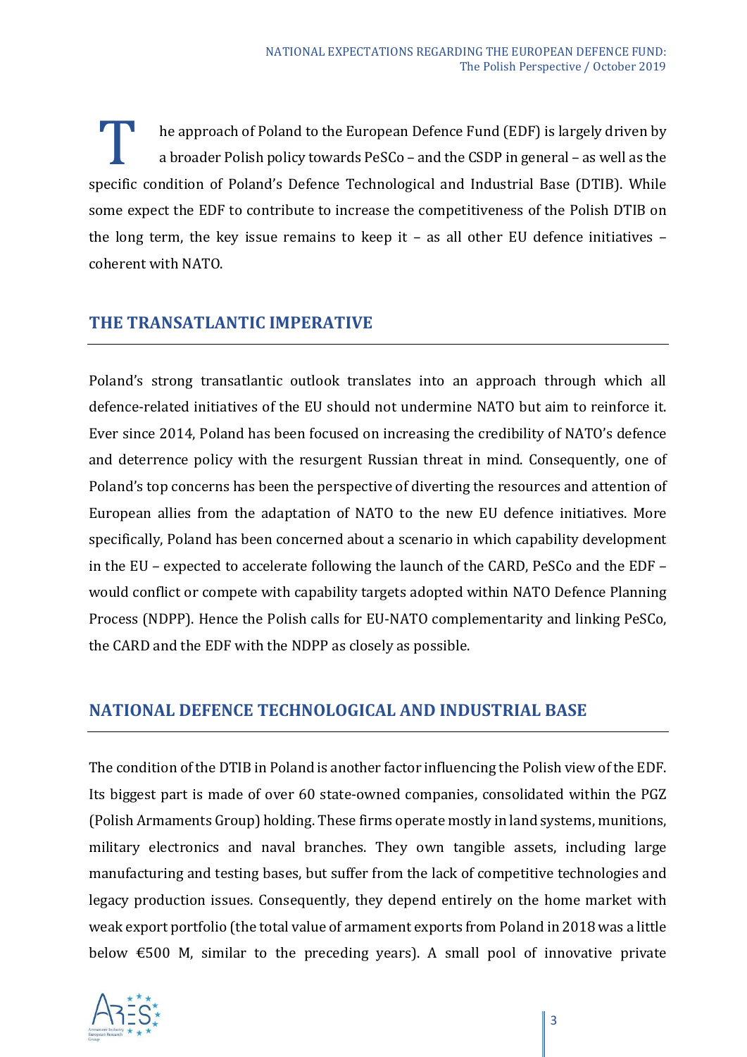The approach of Poland to the European Defence Fund (EDF) is largely driven by a broader Polish policy towards PeSCo – and the CSDP in general – as well as the specific condition of Poland's Defence Technological and Industrial Base (DTIB). While some expect the EDF to contribute to increase the competitiveness of the Polish DTIB on the long term, the key issue remains to keep it – as all other EU defence initiatives – coherent with NATO.

## THE TRANSATLANTIC IMPERATIVE

Poland's strong transatlantic outlook translates into an approach through which all defence-related initiatives of the EU should not undermine NATO but aim to reinforce it. Ever since 2014, Poland has been focused on increasing the credibility of NATO's defence and deterrence policy with the resurgent Russian threat in mind. Consequently, one of Poland's top concerns has been the perspective of diverting the resources and attention of European allies from the adaptation of NATO to the new EU defence initiatives. More specifically, Poland has been concerned about a scenario in which capability development in the EU – expected to accelerate following the launch of the CARD, PeSCo and the EDF – would conflict or compete with capability targets adopted within NATO Defence Planning Process (NDPP). Hence the Polish calls for EU-NATO complementarity and linking PeSCo, the CARD and the EDF with the NDPP as closely as possible.

## NATIONAL DEFENCE TECHNOLOGICAL AND INDUSTRIAL BASE

The condition of the DTIB in Poland is another factor influencing the Polish view of the EDF. Its biggest part is made of over 60 state-owned companies, consolidated within the PGZ (Polish Armaments Group) holding. These firms operate mostly in land systems, munitions, military electronics and naval branches. They own tangible assets, including large manufacturing and testing bases, but suffer from the lack of competitive technologies and legacy production issues. Consequently, they depend entirely on the home market with weak export portfolio (the total value of armament exports from Poland in 2018 was a little below €500 M, similar to the preceding years). A small pool of innovative private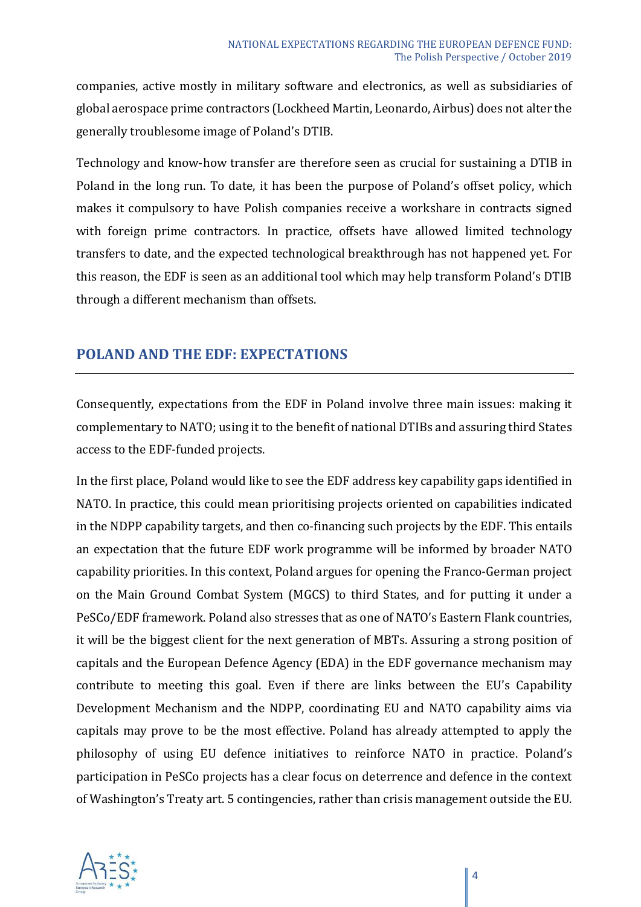companies, active mostly in military software and electronics, as well as subsidiaries of global aerospace prime contractors (Lockheed Martin, Leonardo, Airbus) does not alter the generally troublesome image of Poland's DTIB.

Technology and know-how transfer are therefore seen as crucial for sustaining a DTIB in Poland in the long run. To date, it has been the purpose of Poland's offset policy, which makes it compulsory to have Polish companies receive a workshare in contracts signed with foreign prime contractors. In practice, offsets have allowed limited technology transfers to date, and the expected technological breakthrough has not happened yet. For this reason, the EDF is seen as an additional tool which may help transform Poland's DTIB through a different mechanism than offsets.

## POLAND AND THE EDF: EXPECTATIONS

Consequently, expectations from the EDF in Poland involve three main issues: making it complementary to NATO; using it to the benefit of national DTIBs and assuring third States access to the EDF-funded projects.

In the first place, Poland would like to see the EDF address key capability gaps identified in NATO. In practice, this could mean prioritising projects oriented on capabilities indicated in the NDPP capability targets, and then co-financing such projects by the EDF. This entails an expectation that the future EDF work programme will be informed by broader NATO capability priorities. In this context, Poland argues for opening the Franco-German project on the Main Ground Combat System (MGCS) to third States, and for putting it under a PeSCo/EDF framework. Poland also stresses that as one of NATO's Eastern Flank countries, it will be the biggest client for the next generation of MBTs. Assuring a strong position of capitals and the European Defence Agency (EDA) in the EDF governance mechanism may contribute to meeting this goal. Even if there are links between the EU's Capability Development Mechanism and the NDPP, coordinating EU and NATO capability aims via capitals may prove to be the most effective. Poland has already attempted to apply the philosophy of using EU defence initiatives to reinforce NATO in practice. Poland's participation in PeSCo projects has a clear focus on deterrence and defence in the context of Washington's Treaty art. 5 contingencies, rather than crisis management outside the EU.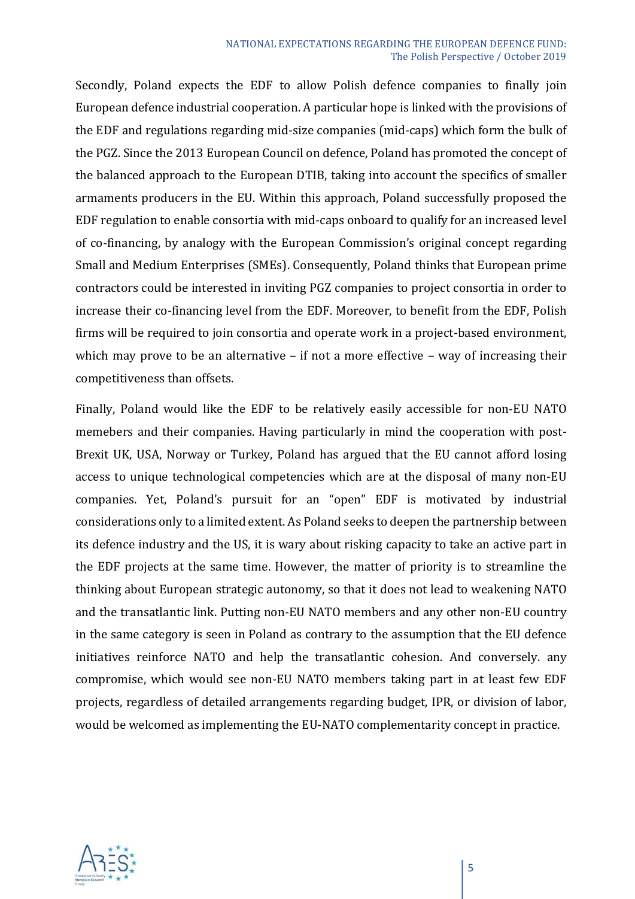Secondly, Poland expects the EDF to allow Polish defence companies to finally join European defence industrial cooperation. A particular hope is linked with the provisions of the EDF and regulations regarding mid-size companies (mid-caps) which form the bulk of the PGZ. Since the 2013 European Council on defence, Poland has promoted the concept of the balanced approach to the European DTIB, taking into account the specifics of smaller armaments producers in the EU. Within this approach, Poland successfully proposed the EDF regulation to enable consortia with mid-caps onboard to qualify for an increased level of co-financing, by analogy with the European Commission's original concept regarding Small and Medium Enterprises (SMEs). Consequently, Poland thinks that European prime contractors could be interested in inviting PGZ companies to project consortia in order to increase their co-financing level from the EDF. Moreover, to benefit from the EDF, Polish firms will be required to join consortia and operate work in a project-based environment, which may prove to be an alternative – if not a more effective – way of increasing their competitiveness than offsets.

Finally, Poland would like the EDF to be relatively easily accessible for non-EU NATO memebers and their companies. Having particularly in mind the cooperation with post-Brexit UK, USA, Norway or Turkey, Poland has argued that the EU cannot afford losing access to unique technological competencies which are at the disposal of many non-EU companies. Yet, Poland's pursuit for an "open" EDF is motivated by industrial considerations only to a limited extent. As Poland seeks to deepen the partnership between its defence industry and the US, it is wary about risking capacity to take an active part in the EDF projects at the same time. However, the matter of priority is to streamline the thinking about European strategic autonomy, so that it does not lead to weakening NATO and the transatlantic link. Putting non-EU NATO members and any other non-EU country in the same category is seen in Poland as contrary to the assumption that the EU defence initiatives reinforce NATO and help the transatlantic cohesion. And conversely. any compromise, which would see non-EU NATO members taking part in at least few EDF projects, regardless of detailed arrangements regarding budget, IPR, or division of labor, would be welcomed as implementing the EU-NATO complementarity concept in practice.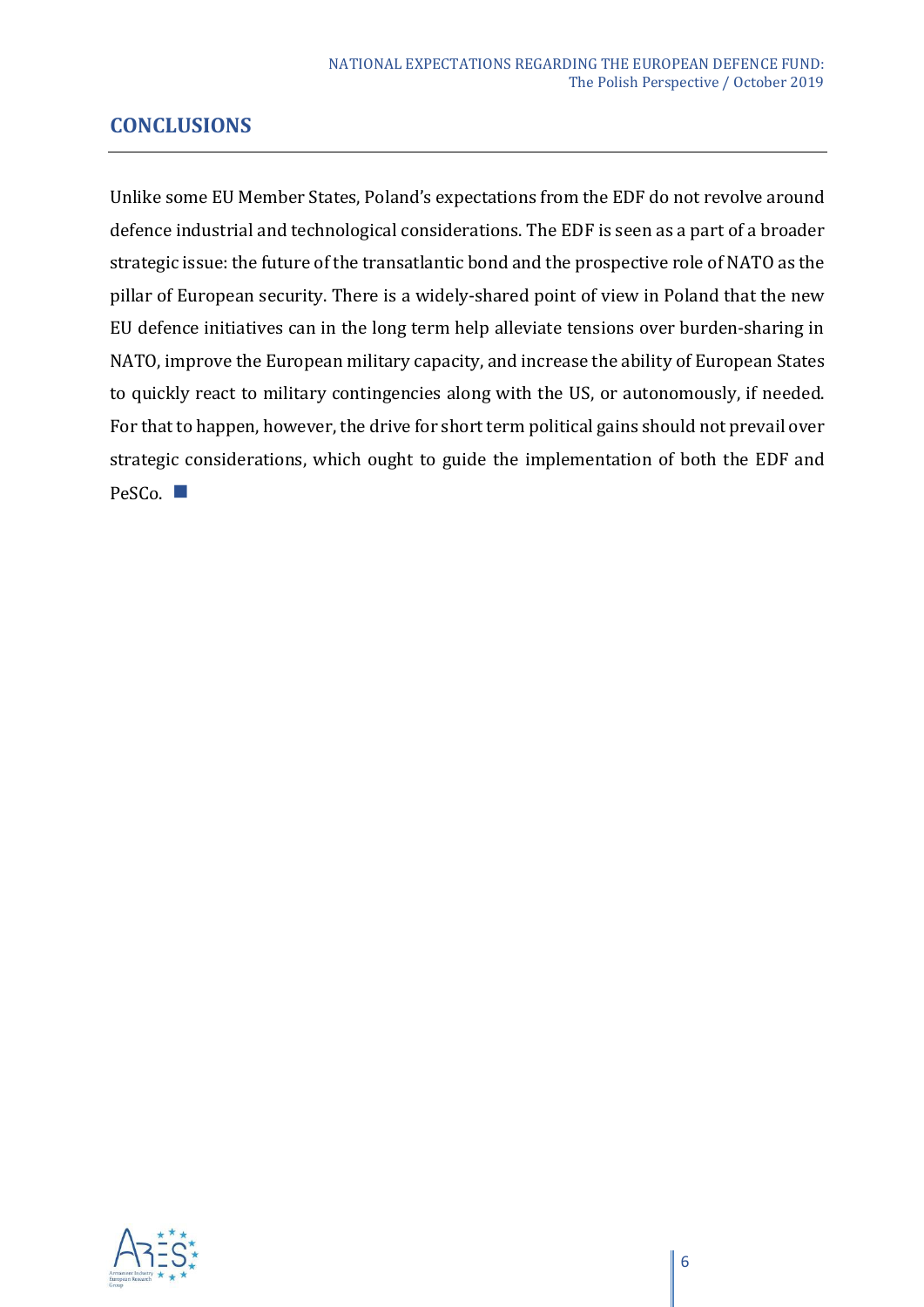## CONCLUSIONS

Unlike some EU Member States, Poland's expectations from the EDF do not revolve around defence industrial and technological considerations. The EDF is seen as a part of a broader strategic issue: the future of the transatlantic bond and the prospective role of NATO as the pillar of European security. There is a widely-shared point of view in Poland that the new EU defence initiatives can in the long term help alleviate tensions over burden-sharing in NATO, improve the European military capacity, and increase the ability of European States to quickly react to military contingencies along with the US, or autonomously, if needed. For that to happen, however, the drive for short term political gains should not prevail over strategic considerations, which ought to guide the implementation of both the EDF and PeSCo. ■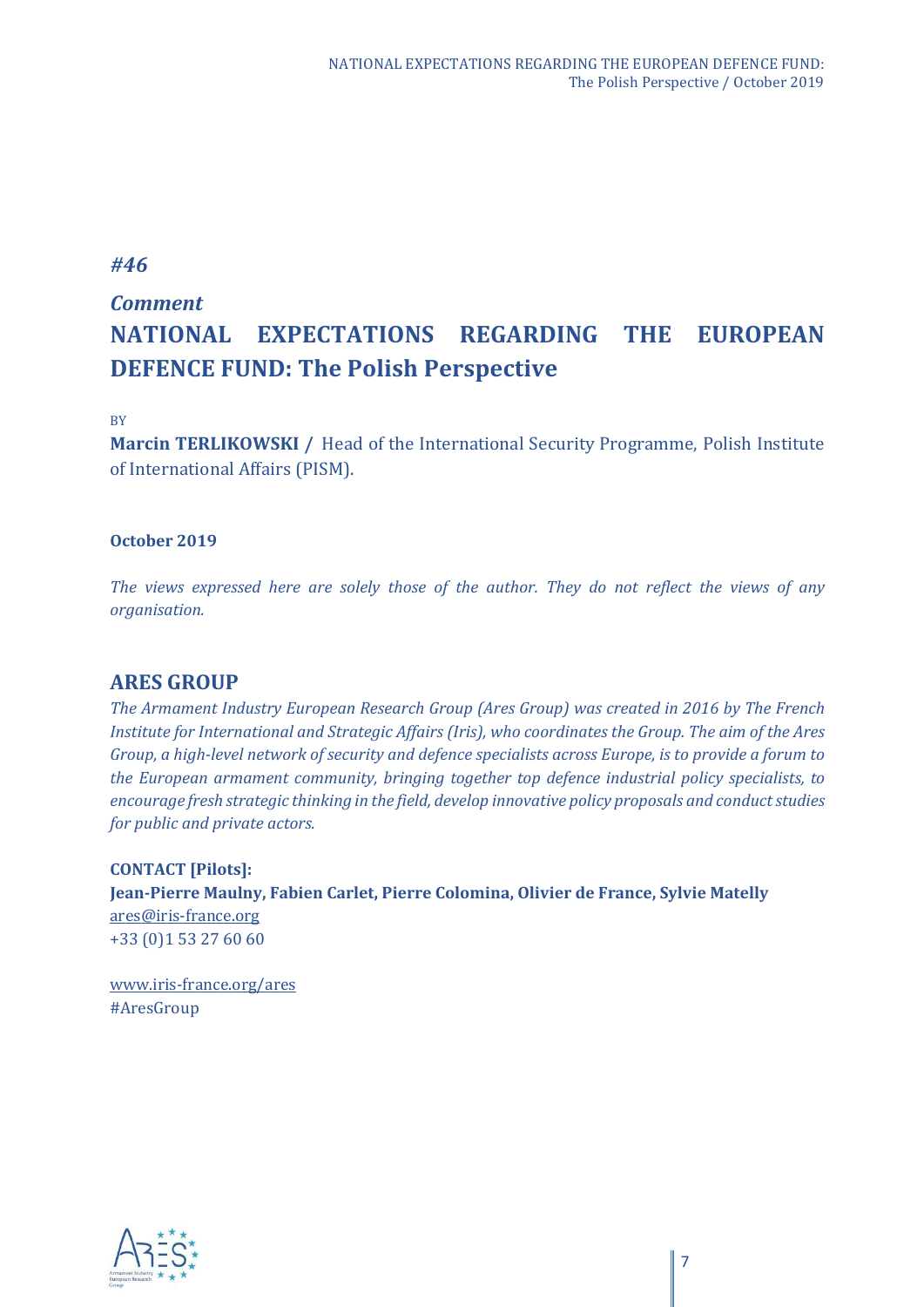***#46***

***Comment***

# NATIONAL EXPECTATIONS REGARDING THE EUROPEAN DEFENCE FUND: The Polish Perspective

BY

**Marcin TERLIKOWSKI /** Head of the International Security Programme, Polish Institute of International Affairs (PISM).

**October 2019**

*The views expressed here are solely those of the author. They do not reflect the views of any organisation.*

## ARES GROUP

*The Armament Industry European Research Group (Ares Group) was created in 2016 by The French Institute for International and Strategic Affairs (Iris), who coordinates the Group. The aim of the Ares Group, a high-level network of security and defence specialists across Europe, is to provide a forum to the European armament community, bringing together top defence industrial policy specialists, to encourage fresh strategic thinking in the field, develop innovative policy proposals and conduct studies for public and private actors.*

**CONTACT [Pilots]:**
**Jean-Pierre Maulny, Fabien Carlet, Pierre Colomina, Olivier de France, Sylvie Matelly**
ares@iris-france.org
+33 (0)1 53 27 60 60

www.iris-france.org/ares
#AresGroup